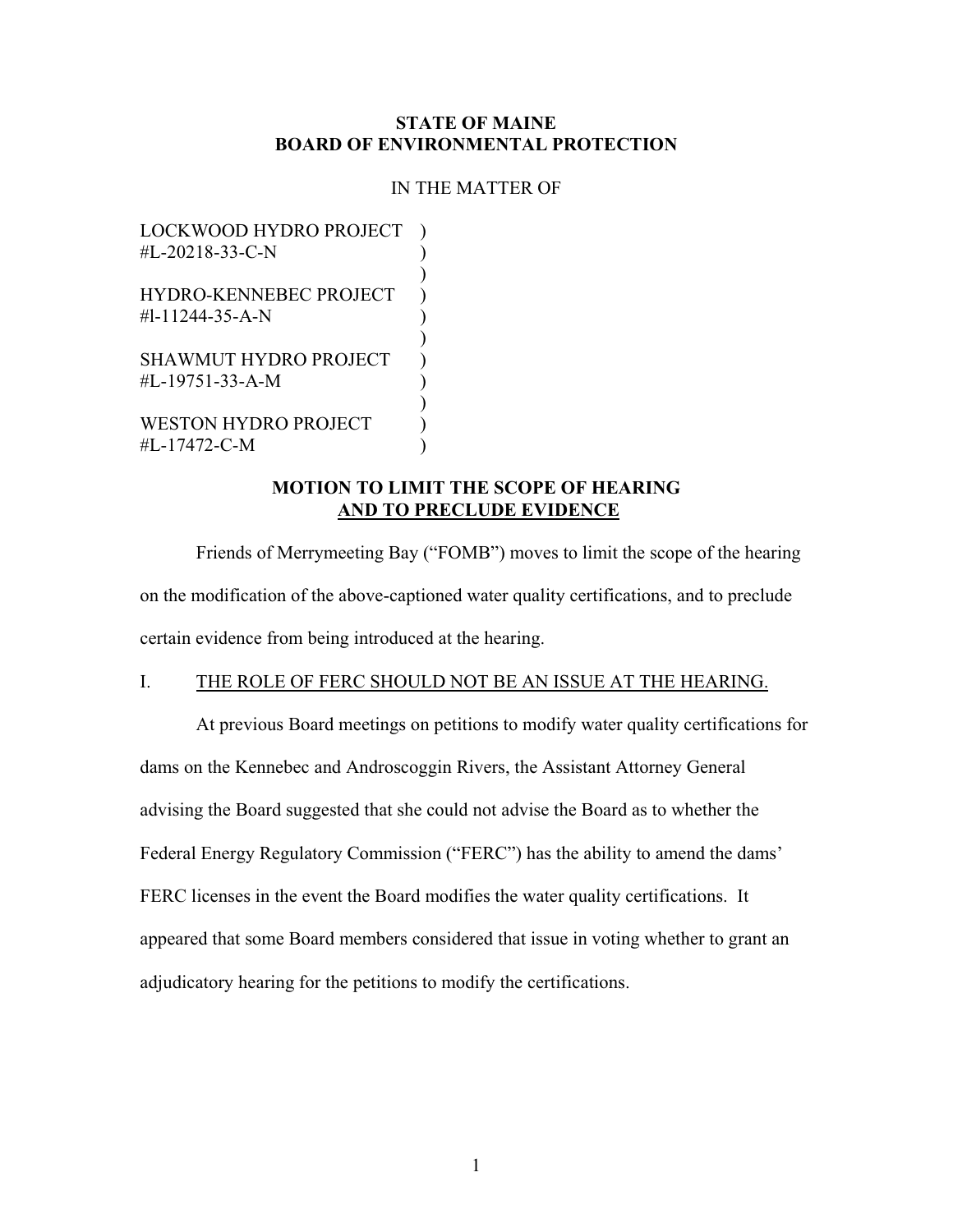**STATE OF MAINE**
**BOARD OF ENVIRONMENTAL PROTECTION**

IN THE MATTER OF

LOCKWOOD HYDRO PROJECT )
#L-20218-33-C-N )
)
HYDRO-KENNEBEC PROJECT )
#l-11244-35-A-N )
)
SHAWMUT HYDRO PROJECT )
#L-19751-33-A-M )
)
WESTON HYDRO PROJECT )
#L-17472-C-M )

**MOTION TO LIMIT THE SCOPE OF HEARING**
**AND TO PRECLUDE EVIDENCE**

Friends of Merrymeeting Bay ("FOMB") moves to limit the scope of the hearing on the modification of the above-captioned water quality certifications, and to preclude certain evidence from being introduced at the hearing.

## I. THE ROLE OF FERC SHOULD NOT BE AN ISSUE AT THE HEARING.

At previous Board meetings on petitions to modify water quality certifications for dams on the Kennebec and Androscoggin Rivers, the Assistant Attorney General advising the Board suggested that she could not advise the Board as to whether the Federal Energy Regulatory Commission ("FERC") has the ability to amend the dams' FERC licenses in the event the Board modifies the water quality certifications. It appeared that some Board members considered that issue in voting whether to grant an adjudicatory hearing for the petitions to modify the certifications.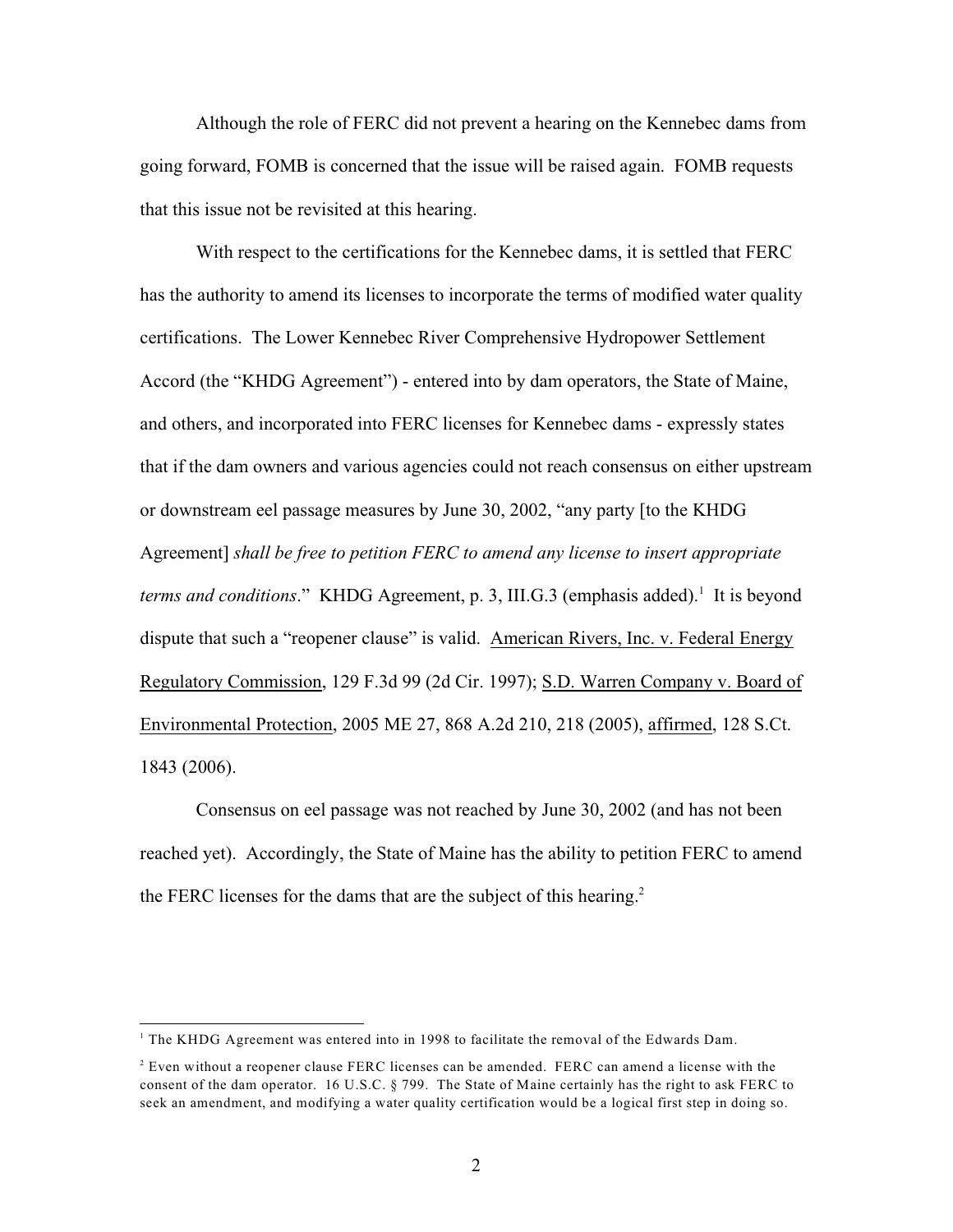Although the role of FERC did not prevent a hearing on the Kennebec dams from going forward, FOMB is concerned that the issue will be raised again. FOMB requests that this issue not be revisited at this hearing.

With respect to the certifications for the Kennebec dams, it is settled that FERC has the authority to amend its licenses to incorporate the terms of modified water quality certifications. The Lower Kennebec River Comprehensive Hydropower Settlement Accord (the "KHDG Agreement") - entered into by dam operators, the State of Maine, and others, and incorporated into FERC licenses for Kennebec dams - expressly states that if the dam owners and various agencies could not reach consensus on either upstream or downstream eel passage measures by June 30, 2002, "any party [to the KHDG Agreement] *shall be free to petition FERC to amend any license to insert appropriate terms and conditions*." KHDG Agreement, p. 3, III.G.3 (emphasis added).[1] It is beyond dispute that such a "reopener clause" is valid. American Rivers, Inc. v. Federal Energy Regulatory Commission, 129 F.3d 99 (2d Cir. 1997); S.D. Warren Company v. Board of Environmental Protection, 2005 ME 27, 868 A.2d 210, 218 (2005), affirmed, 128 S.Ct. 1843 (2006).

Consensus on eel passage was not reached by June 30, 2002 (and has not been reached yet). Accordingly, the State of Maine has the ability to petition FERC to amend the FERC licenses for the dams that are the subject of this hearing.[2]

---

[1] The KHDG Agreement was entered into in 1998 to facilitate the removal of the Edwards Dam.

[2] Even without a reopener clause FERC licenses can be amended. FERC can amend a license with the consent of the dam operator. 16 U.S.C. § 799. The State of Maine certainly has the right to ask FERC to seek an amendment, and modifying a water quality certification would be a logical first step in doing so.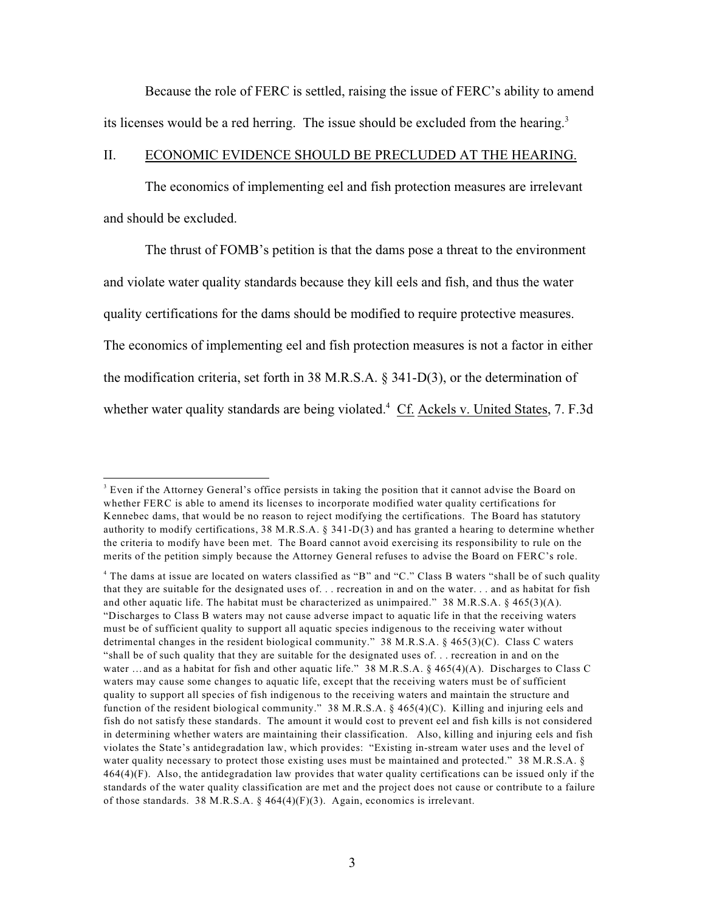Because the role of FERC is settled, raising the issue of FERC's ability to amend its licenses would be a red herring. The issue should be excluded from the hearing.[3]

## II. ECONOMIC EVIDENCE SHOULD BE PRECLUDED AT THE HEARING.

The economics of implementing eel and fish protection measures are irrelevant and should be excluded.

The thrust of FOMB's petition is that the dams pose a threat to the environment and violate water quality standards because they kill eels and fish, and thus the water quality certifications for the dams should be modified to require protective measures. The economics of implementing eel and fish protection measures is not a factor in either the modification criteria, set forth in 38 M.R.S.A. § 341-D(3), or the determination of whether water quality standards are being violated.[4] Cf. Ackels v. United States, 7. F.3d

---

[3] Even if the Attorney General's office persists in taking the position that it cannot advise the Board on whether FERC is able to amend its licenses to incorporate modified water quality certifications for Kennebec dams, that would be no reason to reject modifying the certifications. The Board has statutory authority to modify certifications, 38 M.R.S.A. § 341-D(3) and has granted a hearing to determine whether the criteria to modify have been met. The Board cannot avoid exercising its responsibility to rule on the merits of the petition simply because the Attorney General refuses to advise the Board on FERC's role.

[4] The dams at issue are located on waters classified as "B" and "C." Class B waters "shall be of such quality that they are suitable for the designated uses of. . . recreation in and on the water. . . and as habitat for fish and other aquatic life. The habitat must be characterized as unimpaired." 38 M.R.S.A. § 465(3)(A). "Discharges to Class B waters may not cause adverse impact to aquatic life in that the receiving waters must be of sufficient quality to support all aquatic species indigenous to the receiving water without detrimental changes in the resident biological community." 38 M.R.S.A. § 465(3)(C). Class C waters "shall be of such quality that they are suitable for the designated uses of. . . recreation in and on the water …and as a habitat for fish and other aquatic life." 38 M.R.S.A. § 465(4)(A). Discharges to Class C waters may cause some changes to aquatic life, except that the receiving waters must be of sufficient quality to support all species of fish indigenous to the receiving waters and maintain the structure and function of the resident biological community." 38 M.R.S.A. § 465(4)(C). Killing and injuring eels and fish do not satisfy these standards. The amount it would cost to prevent eel and fish kills is not considered in determining whether waters are maintaining their classification. Also, killing and injuring eels and fish violates the State's antidegradation law, which provides: "Existing in-stream water uses and the level of water quality necessary to protect those existing uses must be maintained and protected." 38 M.R.S.A. § 464(4)(F). Also, the antidegradation law provides that water quality certifications can be issued only if the standards of the water quality classification are met and the project does not cause or contribute to a failure of those standards. 38 M.R.S.A. § 464(4)(F)(3). Again, economics is irrelevant.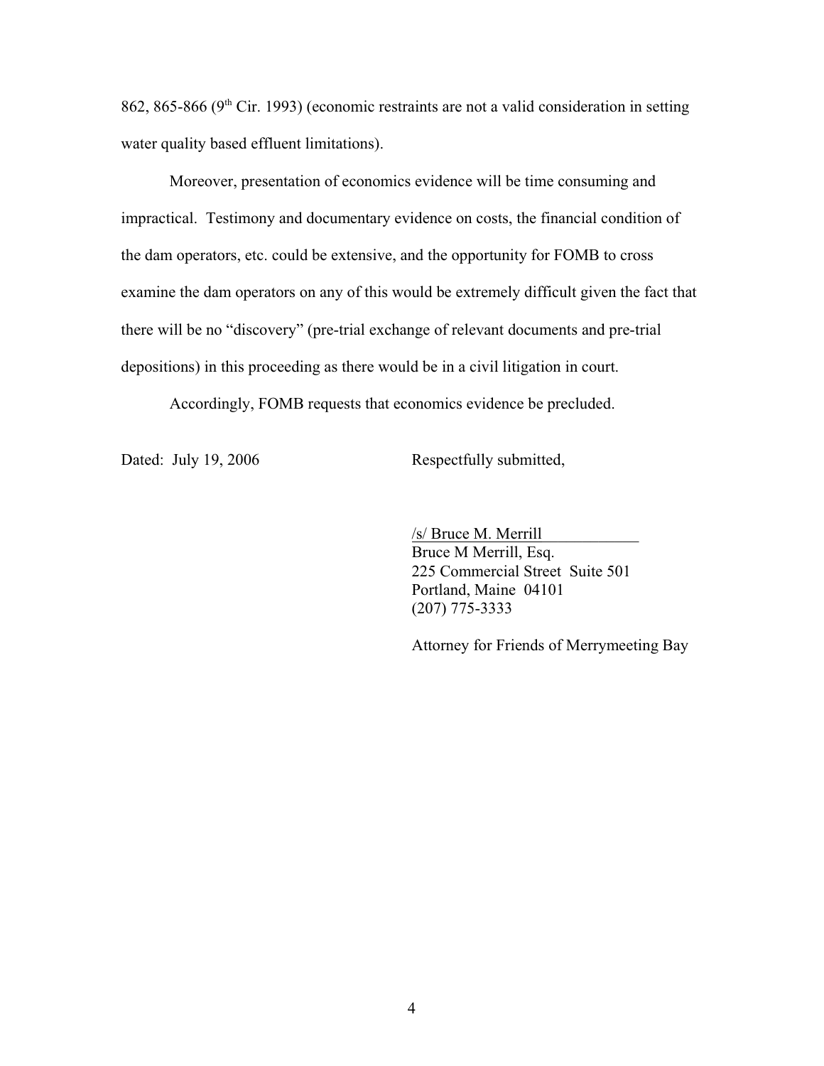862, 865-866 (9th Cir. 1993) (economic restraints are not a valid consideration in setting water quality based effluent limitations).

Moreover, presentation of economics evidence will be time consuming and impractical. Testimony and documentary evidence on costs, the financial condition of the dam operators, etc. could be extensive, and the opportunity for FOMB to cross examine the dam operators on any of this would be extremely difficult given the fact that there will be no "discovery" (pre-trial exchange of relevant documents and pre-trial depositions) in this proceeding as there would be in a civil litigation in court.

Accordingly, FOMB requests that economics evidence be precluded.

Dated: July 19, 2006

Respectfully submitted,

/s/ Bruce M. Merrill
Bruce M Merrill, Esq.
225 Commercial Street Suite 501
Portland, Maine 04101
(207) 775-3333

Attorney for Friends of Merrymeeting Bay